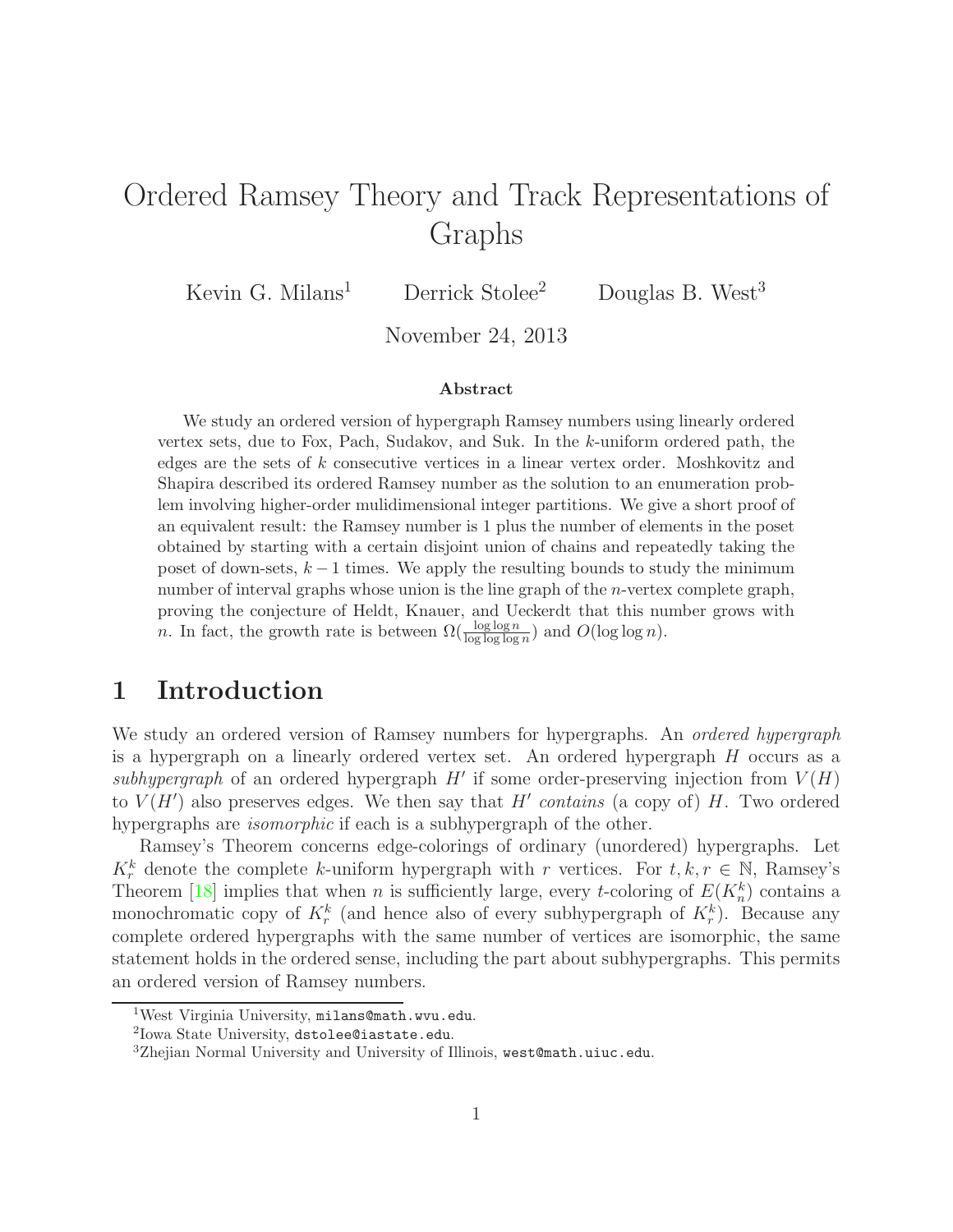# Ordered Ramsey Theory and Track Representations of Graphs

Kevin G. Milans[1] Derrick Stolee[2] Douglas B. West[3]

November 24, 2013

### Abstract

We study an ordered version of hypergraph Ramsey numbers using linearly ordered vertex sets, due to Fox, Pach, Sudakov, and Suk. In the $k$-uniform ordered path, the edges are the sets of $k$ consecutive vertices in a linear vertex order. Moshkovitz and Shapira described its ordered Ramsey number as the solution to an enumeration problem involving higher-order mulidimensional integer partitions. We give a short proof of an equivalent result: the Ramsey number is 1 plus the number of elements in the poset obtained by starting with a certain disjoint union of chains and repeatedly taking the poset of down-sets, $k-1$ times. We apply the resulting bounds to study the minimum number of interval graphs whose union is the line graph of the $n$-vertex complete graph, proving the conjecture of Heldt, Knauer, and Ueckerdt that this number grows with $n$. In fact, the growth rate is between $\Omega(\frac{\log\log n}{\log\log\log n})$ and $O(\log\log n)$.

## 1 Introduction

We study an ordered version of Ramsey numbers for hypergraphs. An *ordered hypergraph* is a hypergraph on a linearly ordered vertex set. An ordered hypergraph $H$ occurs as a *subhypergraph* of an ordered hypergraph $H'$ if some order-preserving injection from $V(H)$ to $V(H')$ also preserves edges. We then say that $H'$ *contains* (a copy of) $H$. Two ordered hypergraphs are *isomorphic* if each is a subhypergraph of the other.

Ramsey's Theorem concerns edge-colorings of ordinary (unordered) hypergraphs. Let $K_r^k$ denote the complete $k$-uniform hypergraph with $r$ vertices. For $t, k, r \in \mathbb{N}$, Ramsey's Theorem [18] implies that when $n$ is sufficiently large, every $t$-coloring of $E(K_n^k)$ contains a monochromatic copy of $K_r^k$ (and hence also of every subhypergraph of $K_r^k$). Because any complete ordered hypergraphs with the same number of vertices are isomorphic, the same statement holds in the ordered sense, including the part about subhypergraphs. This permits an ordered version of Ramsey numbers.

---

[1] West Virginia University, milans@math.wvu.edu.

[2] Iowa State University, dstolee@iastate.edu.

[3] Zhejian Normal University and University of Illinois, west@math.uiuc.edu.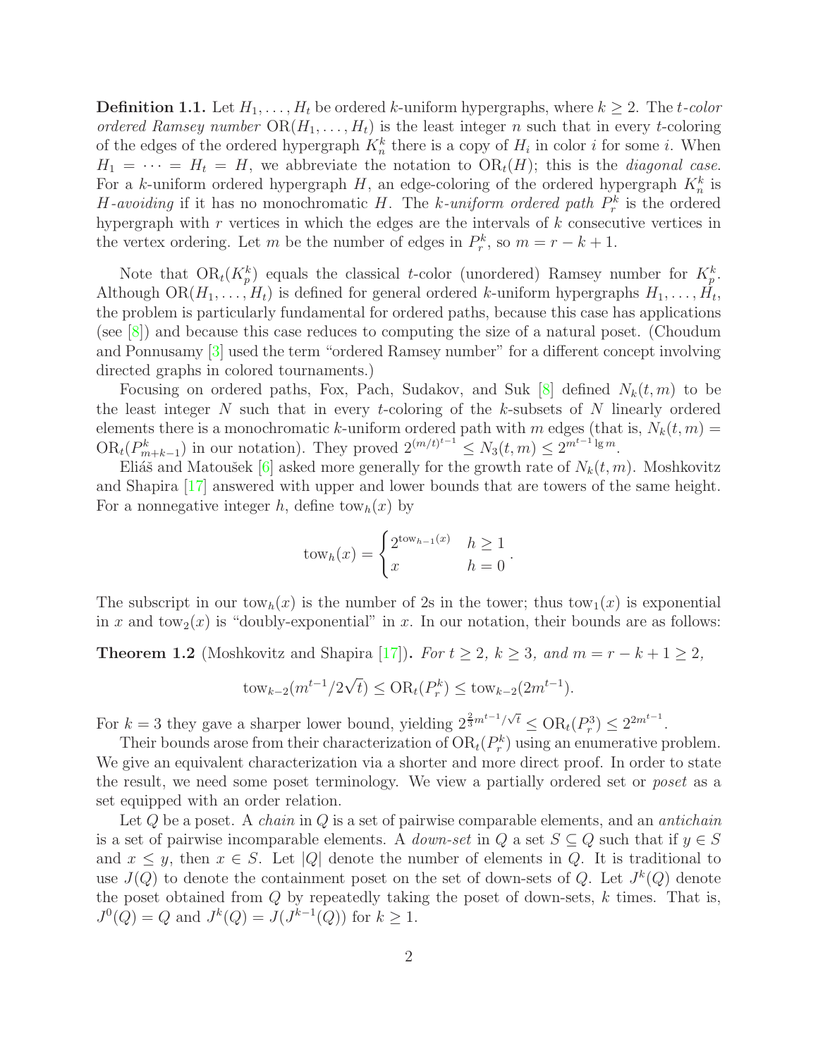**Definition 1.1.** Let $H_1, \ldots, H_t$ be ordered $k$-uniform hypergraphs, where $k \geq 2$. The *$t$-color ordered Ramsey number* $\mathrm{OR}(H_1, \ldots, H_t)$ is the least integer $n$ such that in every $t$-coloring of the edges of the ordered hypergraph $K_n^k$ there is a copy of $H_i$ in color $i$ for some $i$. When $H_1 = \cdots = H_t = H$, we abbreviate the notation to $\mathrm{OR}_t(H)$; this is the *diagonal case*. For a $k$-uniform ordered hypergraph $H$, an edge-coloring of the ordered hypergraph $K_n^k$ is *$H$-avoiding* if it has no monochromatic $H$. The *$k$-uniform ordered path* $P_r^k$ is the ordered hypergraph with $r$ vertices in which the edges are the intervals of $k$ consecutive vertices in the vertex ordering. Let $m$ be the number of edges in $P_r^k$, so $m = r - k + 1$.

Note that $\mathrm{OR}_t(K_p^k)$ equals the classical $t$-color (unordered) Ramsey number for $K_p^k$. Although $\mathrm{OR}(H_1, \ldots, H_t)$ is defined for general ordered $k$-uniform hypergraphs $H_1, \ldots, H_t$, the problem is particularly fundamental for ordered paths, because this case has applications (see [8]) and because this case reduces to computing the size of a natural poset. (Choudum and Ponnusamy [3] used the term "ordered Ramsey number" for a different concept involving directed graphs in colored tournaments.)

Focusing on ordered paths, Fox, Pach, Sudakov, and Suk [8] defined $N_k(t, m)$ to be the least integer $N$ such that in every $t$-coloring of the $k$-subsets of $N$ linearly ordered elements there is a monochromatic $k$-uniform ordered path with $m$ edges (that is, $N_k(t, m) = \mathrm{OR}_t(P_{m+k-1}^k)$ in our notation). They proved $2^{(m/t)^{t-1}} \leq N_3(t, m) \leq 2^{m^{t-1} \lg m}$.

Eliáš and Matoušek [6] asked more generally for the growth rate of $N_k(t, m)$. Moshkovitz and Shapira [17] answered with upper and lower bounds that are towers of the same height. For a nonnegative integer $h$, define $\mathrm{tow}_h(x)$ by

$$\mathrm{tow}_h(x) = \begin{cases} 2^{\mathrm{tow}_{h-1}(x)} & h \geq 1 \\ x & h = 0 \end{cases}.$$

The subscript in our $\mathrm{tow}_h(x)$ is the number of 2s in the tower; thus $\mathrm{tow}_1(x)$ is exponential in $x$ and $\mathrm{tow}_2(x)$ is "doubly-exponential" in $x$. In our notation, their bounds are as follows:

**Theorem 1.2** (Moshkovitz and Shapira [17]). *For $t \geq 2$, $k \geq 3$, and $m = r - k + 1 \geq 2$,*

$$\mathrm{tow}_{k-2}(m^{t-1}/2\sqrt{t}) \leq \mathrm{OR}_t(P_r^k) \leq \mathrm{tow}_{k-2}(2m^{t-1}).$$

For $k = 3$ they gave a sharper lower bound, yielding $2^{\frac{2}{3}m^{t-1}/\sqrt{t}} \leq \mathrm{OR}_t(P_r^3) \leq 2^{2m^{t-1}}$.

Their bounds arose from their characterization of $\mathrm{OR}_t(P_r^k)$ using an enumerative problem. We give an equivalent characterization via a shorter and more direct proof. In order to state the result, we need some poset terminology. We view a partially ordered set or *poset* as a set equipped with an order relation.

Let $Q$ be a poset. A *chain* in $Q$ is a set of pairwise comparable elements, and an *antichain* is a set of pairwise incomparable elements. A *down-set* in $Q$ a set $S \subseteq Q$ such that if $y \in S$ and $x \leq y$, then $x \in S$. Let $|Q|$ denote the number of elements in $Q$. It is traditional to use $J(Q)$ to denote the containment poset on the set of down-sets of $Q$. Let $J^k(Q)$ denote the poset obtained from $Q$ by repeatedly taking the poset of down-sets, $k$ times. That is, $J^0(Q) = Q$ and $J^k(Q) = J(J^{k-1}(Q))$ for $k \geq 1$.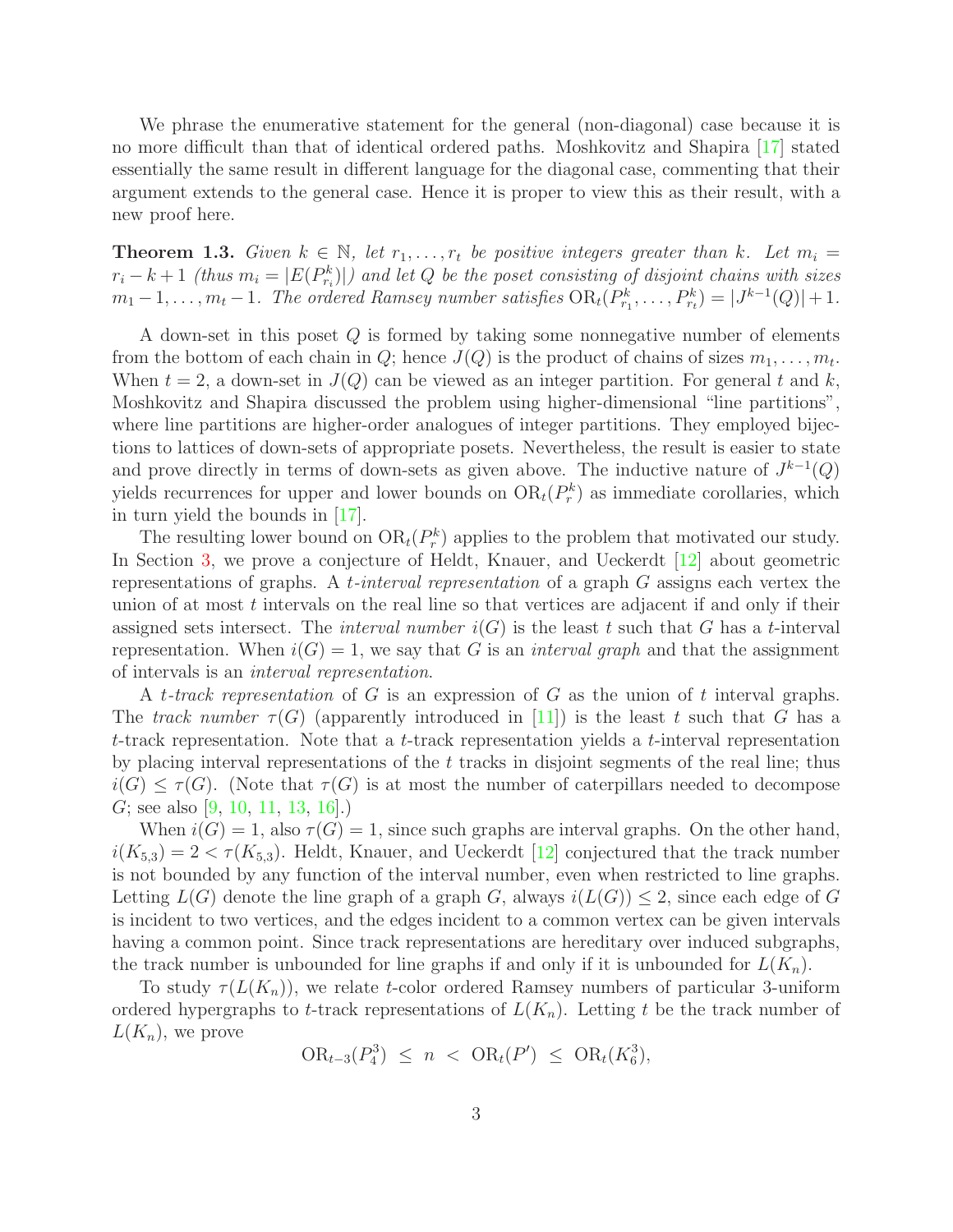We phrase the enumerative statement for the general (non-diagonal) case because it is no more difficult than that of identical ordered paths. Moshkovitz and Shapira [17] stated essentially the same result in different language for the diagonal case, commenting that their argument extends to the general case. Hence it is proper to view this as their result, with a new proof here.

**Theorem 1.3.** *Given $k \in \mathbb{N}$, let $r_1, \ldots, r_t$ be positive integers greater than $k$. Let $m_i = r_i - k + 1$ (thus $m_i = |E(P^k_{r_i})|$) and let $Q$ be the poset consisting of disjoint chains with sizes $m_1 - 1, \ldots, m_t - 1$. The ordered Ramsey number satisfies $\mathrm{OR}_t(P^k_{r_1}, \ldots, P^k_{r_t}) = |J^{k-1}(Q)| + 1$.*

A down-set in this poset $Q$ is formed by taking some nonnegative number of elements from the bottom of each chain in $Q$; hence $J(Q)$ is the product of chains of sizes $m_1, \ldots, m_t$. When $t = 2$, a down-set in $J(Q)$ can be viewed as an integer partition. For general $t$ and $k$, Moshkovitz and Shapira discussed the problem using higher-dimensional "line partitions", where line partitions are higher-order analogues of integer partitions. They employed bijections to lattices of down-sets of appropriate posets. Nevertheless, the result is easier to state and prove directly in terms of down-sets as given above. The inductive nature of $J^{k-1}(Q)$ yields recurrences for upper and lower bounds on $\mathrm{OR}_t(P^k_r)$ as immediate corollaries, which in turn yield the bounds in [17].

The resulting lower bound on $\mathrm{OR}_t(P^k_r)$ applies to the problem that motivated our study. In Section 3, we prove a conjecture of Heldt, Knauer, and Ueckerdt [12] about geometric representations of graphs. A *$t$-interval representation* of a graph $G$ assigns each vertex the union of at most $t$ intervals on the real line so that vertices are adjacent if and only if their assigned sets intersect. The *interval number* $i(G)$ is the least $t$ such that $G$ has a $t$-interval representation. When $i(G) = 1$, we say that $G$ is an *interval graph* and that the assignment of intervals is an *interval representation*.

A *$t$-track representation* of $G$ is an expression of $G$ as the union of $t$ interval graphs. The *track number* $\tau(G)$ (apparently introduced in [11]) is the least $t$ such that $G$ has a $t$-track representation. Note that a $t$-track representation yields a $t$-interval representation by placing interval representations of the $t$ tracks in disjoint segments of the real line; thus $i(G) \le \tau(G)$. (Note that $\tau(G)$ is at most the number of caterpillars needed to decompose $G$; see also [9, 10, 11, 13, 16].)

When $i(G) = 1$, also $\tau(G) = 1$, since such graphs are interval graphs. On the other hand, $i(K_{5,3}) = 2 < \tau(K_{5,3})$. Heldt, Knauer, and Ueckerdt [12] conjectured that the track number is not bounded by any function of the interval number, even when restricted to line graphs. Letting $L(G)$ denote the line graph of a graph $G$, always $i(L(G)) \le 2$, since each edge of $G$ is incident to two vertices, and the edges incident to a common vertex can be given intervals having a common point. Since track representations are hereditary over induced subgraphs, the track number is unbounded for line graphs if and only if it is unbounded for $L(K_n)$.

To study $\tau(L(K_n))$, we relate $t$-color ordered Ramsey numbers of particular 3-uniform ordered hypergraphs to $t$-track representations of $L(K_n)$. Letting $t$ be the track number of $L(K_n)$, we prove

$$\mathrm{OR}_{t-3}(P^3_4) \;\le\; n \;<\; \mathrm{OR}_t(P') \;\le\; \mathrm{OR}_t(K^3_6),$$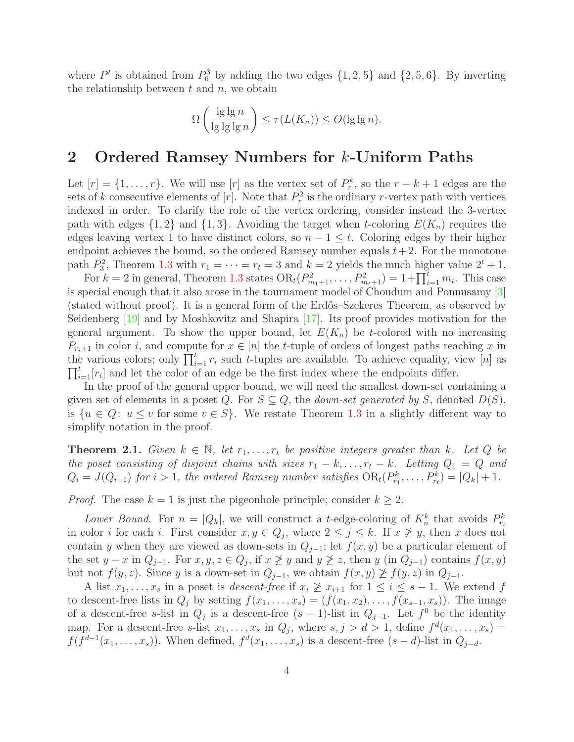where $P'$ is obtained from $P_6^3$ by adding the two edges $\{1, 2, 5\}$ and $\{2, 5, 6\}$. By inverting the relationship between $t$ and $n$, we obtain

$$\Omega\left(\frac{\lg \lg n}{\lg \lg \lg n}\right) \leq \tau(L(K_n)) \leq O(\lg \lg n).$$

## 2 Ordered Ramsey Numbers for $k$-Uniform Paths

Let $[r] = \{1, \dots, r\}$. We will use $[r]$ as the vertex set of $P_r^k$, so the $r - k + 1$ edges are the sets of $k$ consecutive elements of $[r]$. Note that $P_r^2$ is the ordinary $r$-vertex path with vertices indexed in order. To clarify the role of the vertex ordering, consider instead the 3-vertex path with edges $\{1, 2\}$ and $\{1, 3\}$. Avoiding the target when $t$-coloring $E(K_n)$ requires the edges leaving vertex 1 to have distinct colors, so $n - 1 \leq t$. Coloring edges by their higher endpoint achieves the bound, so the ordered Ramsey number equals $t + 2$. For the monotone path $P_3^2$, Theorem 1.3 with $r_1 = \dots = r_t = 3$ and $k = 2$ yields the much higher value $2^t + 1$.

For $k = 2$ in general, Theorem 1.3 states $\mathrm{OR}_t(P_{m_1+1}^2, \dots, P_{m_t+1}^2) = 1 + \prod_{i=1}^t m_i$. This case is special enough that it also arose in the tournament model of Choudum and Ponnusamy [3] (stated without proof). It is a general form of the Erdős–Szekeres Theorem, as observed by Seidenberg [19] and by Moshkovitz and Shapira [17]. Its proof provides motivation for the general argument. To show the upper bound, let $E(K_n)$ be $t$-colored with no increasing $P_{r_i+1}$ in color $i$, and compute for $x \in [n]$ the $t$-tuple of orders of longest paths reaching $x$ in the various colors; only $\prod_{i=1}^t r_i$ such $t$-tuples are available. To achieve equality, view $[n]$ as $\prod_{i=1}^t [r_i]$ and let the color of an edge be the first index where the endpoints differ.

In the proof of the general upper bound, we will need the smallest down-set containing a given set of elements in a poset $Q$. For $S \subseteq Q$, the *down-set generated by* $S$, denoted $D(S)$, is $\{u \in Q \colon u \leq v \text{ for some } v \in S\}$. We restate Theorem 1.3 in a slightly different way to simplify notation in the proof.

**Theorem 2.1.** *Given $k \in \mathbb{N}$, let $r_1, \dots, r_t$ be positive integers greater than $k$. Let $Q$ be the poset consisting of disjoint chains with sizes $r_1 - k, \dots, r_t - k$. Letting $Q_1 = Q$ and $Q_i = J(Q_{i-1})$ for $i > 1$, the ordered Ramsey number satisfies $\mathrm{OR}_t(P_{r_1}^k, \dots, P_{r_t}^k) = |Q_k| + 1$.*

*Proof.* The case $k = 1$ is just the pigeonhole principle; consider $k \geq 2$.

*Lower Bound.* For $n = |Q_k|$, we will construct a $t$-edge-coloring of $K_n^k$ that avoids $P_{r_i}^k$ in color $i$ for each $i$. First consider $x, y \in Q_j$, where $2 \leq j \leq k$. If $x \not\geq y$, then $x$ does not contain $y$ when they are viewed as down-sets in $Q_{j-1}$; let $f(x, y)$ be a particular element of the set $y - x$ in $Q_{j-1}$. For $x, y, z \in Q_j$, if $x \not\geq y$ and $y \not\geq z$, then $y$ (in $Q_{j-1}$) contains $f(x, y)$ but not $f(y, z)$. Since $y$ is a down-set in $Q_{j-1}$, we obtain $f(x, y) \not\geq f(y, z)$ in $Q_{j-1}$.

A list $x_1, \dots, x_s$ in a poset is *descent-free* if $x_i \not\geq x_{i+1}$ for $1 \leq i \leq s - 1$. We extend $f$ to descent-free lists in $Q_j$ by setting $f(x_1, \dots, x_s) = (f(x_1, x_2), \dots, f(x_{s-1}, x_s))$. The image of a descent-free $s$-list in $Q_j$ is a descent-free $(s - 1)$-list in $Q_{j-1}$. Let $f^0$ be the identity map. For a descent-free $s$-list $x_1, \dots, x_s$ in $Q_j$, where $s, j > d > 1$, define $f^d(x_1, \dots, x_s) = f(f^{d-1}(x_1, \dots, x_s))$. When defined, $f^d(x_1, \dots, x_s)$ is a descent-free $(s - d)$-list in $Q_{j-d}$.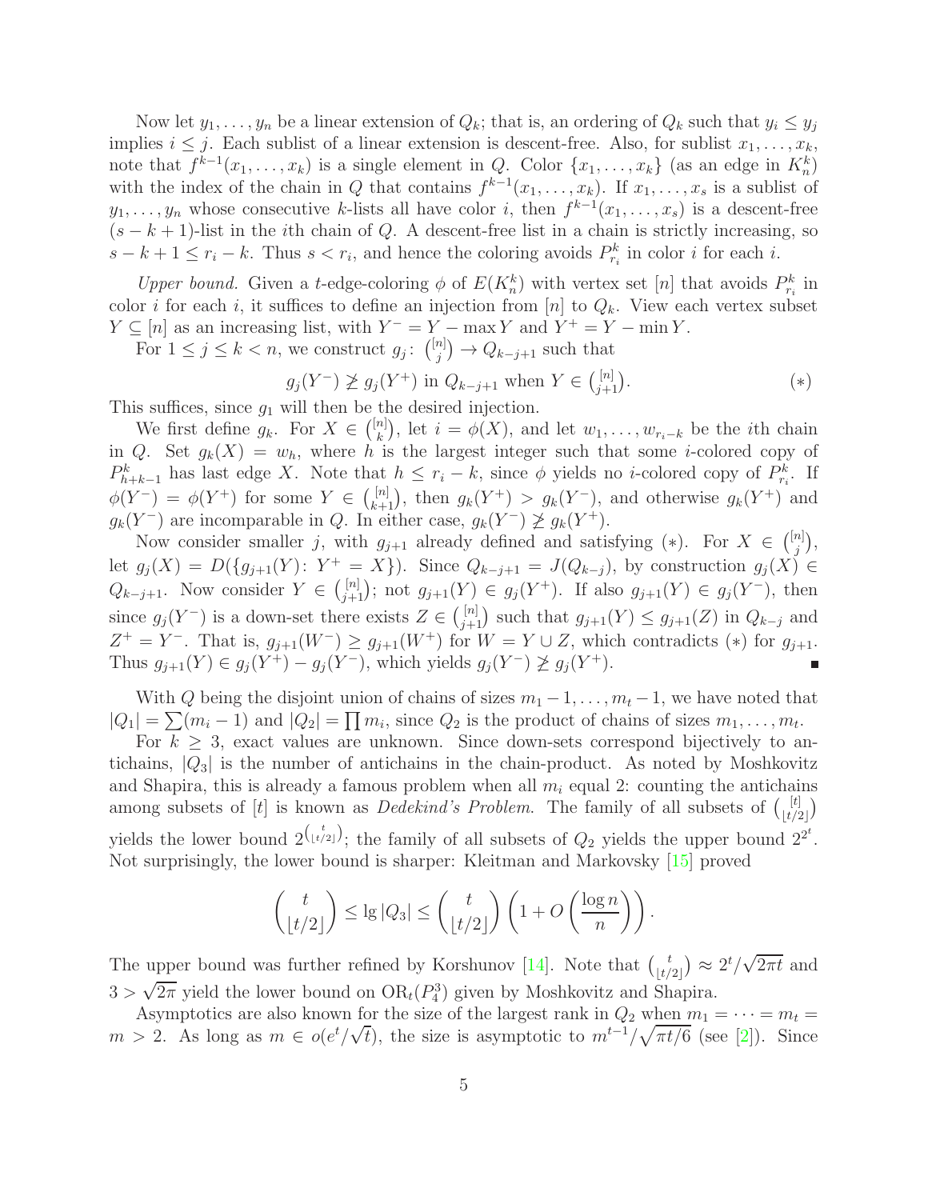Now let $y_1, \ldots, y_n$ be a linear extension of $Q_k$; that is, an ordering of $Q_k$ such that $y_i \le y_j$ implies $i \le j$. Each sublist of a linear extension is descent-free. Also, for sublist $x_1, \ldots, x_k$, note that $f^{k-1}(x_1, \ldots, x_k)$ is a single element in $Q$. Color $\{x_1, \ldots, x_k\}$ (as an edge in $K_n^k$) with the index of the chain in $Q$ that contains $f^{k-1}(x_1, \ldots, x_k)$. If $x_1, \ldots, x_s$ is a sublist of $y_1, \ldots, y_n$ whose consecutive $k$-lists all have color $i$, then $f^{k-1}(x_1, \ldots, x_s)$ is a descent-free $(s-k+1)$-list in the $i$th chain of $Q$. A descent-free list in a chain is strictly increasing, so $s - k + 1 \le r_i - k$. Thus $s < r_i$, and hence the coloring avoids $P_{r_i}^k$ in color $i$ for each $i$.

*Upper bound.* Given a $t$-edge-coloring $\phi$ of $E(K_n^k)$ with vertex set $[n]$ that avoids $P_{r_i}^k$ in color $i$ for each $i$, it suffices to define an injection from $[n]$ to $Q_k$. View each vertex subset $Y \subseteq [n]$ as an increasing list, with $Y^- = Y - \max Y$ and $Y^+ = Y - \min Y$.

For $1 \le j \le k < n$, we construct $g_j \colon \binom{[n]}{j} \to Q_{k-j+1}$ such that

$$g_j(Y^-) \not\ge g_j(Y^+) \text{ in } Q_{k-j+1} \text{ when } Y \in \binom{[n]}{j+1}. \qquad (*)$$

This suffices, since $g_1$ will then be the desired injection.

We first define $g_k$. For $X \in \binom{[n]}{k}$, let $i = \phi(X)$, and let $w_1, \ldots, w_{r_i-k}$ be the $i$th chain in $Q$. Set $g_k(X) = w_h$, where $h$ is the largest integer such that some $i$-colored copy of $P_{h+k-1}^k$ has last edge $X$. Note that $h \le r_i - k$, since $\phi$ yields no $i$-colored copy of $P_{r_i}^k$. If $\phi(Y^-) = \phi(Y^+)$ for some $Y \in \binom{[n]}{k+1}$, then $g_k(Y^+) > g_k(Y^-)$, and otherwise $g_k(Y^+)$ and $g_k(Y^-)$ are incomparable in $Q$. In either case, $g_k(Y^-) \not\ge g_k(Y^+)$.

Now consider smaller $j$, with $g_{j+1}$ already defined and satisfying $(*)$. For $X \in \binom{[n]}{j}$, let $g_j(X) = D(\{g_{j+1}(Y) \colon Y^+ = X\})$. Since $Q_{k-j+1} = J(Q_{k-j})$, by construction $g_j(X) \in Q_{k-j+1}$. Now consider $Y \in \binom{[n]}{j+1}$; not $g_{j+1}(Y) \in g_j(Y^+)$. If also $g_{j+1}(Y) \in g_j(Y^-)$, then since $g_j(Y^-)$ is a down-set there exists $Z \in \binom{[n]}{j+1}$ such that $g_{j+1}(Y) \le g_{j+1}(Z)$ in $Q_{k-j}$ and $Z^+ = Y^-$. That is, $g_{j+1}(W^-) \ge g_{j+1}(W^+)$ for $W = Y \cup Z$, which contradicts $(*)$ for $g_{j+1}$. Thus $g_{j+1}(Y) \in g_j(Y^+) - g_j(Y^-)$, which yields $g_j(Y^-) \not\ge g_j(Y^+)$. ∎

With $Q$ being the disjoint union of chains of sizes $m_1 - 1, \ldots, m_t - 1$, we have noted that $|Q_1| = \sum(m_i - 1)$ and $|Q_2| = \prod m_i$, since $Q_2$ is the product of chains of sizes $m_1, \ldots, m_t$.

For $k \ge 3$, exact values are unknown. Since down-sets correspond bijectively to antichains, $|Q_3|$ is the number of antichains in the chain-product. As noted by Moshkovitz and Shapira, this is already a famous problem when all $m_i$ equal 2: counting the antichains among subsets of $[t]$ is known as *Dedekind's Problem*. The family of all subsets of $\binom{[t]}{\lfloor t/2 \rfloor}$ yields the lower bound $2^{\binom{t}{\lfloor t/2 \rfloor}}$; the family of all subsets of $Q_2$ yields the upper bound $2^{2^t}$. Not surprisingly, the lower bound is sharper: Kleitman and Markovsky [15] proved

$$\binom{t}{\lfloor t/2 \rfloor} \le \lg |Q_3| \le \binom{t}{\lfloor t/2 \rfloor} \left(1 + O\left(\frac{\log n}{n}\right)\right).$$

The upper bound was further refined by Korshunov [14]. Note that $\binom{t}{\lfloor t/2 \rfloor} \approx 2^t/\sqrt{2\pi t}$ and $3 > \sqrt{2\pi}$ yield the lower bound on $\mathrm{OR}_t(P_4^3)$ given by Moshkovitz and Shapira.

Asymptotics are also known for the size of the largest rank in $Q_2$ when $m_1 = \cdots = m_t = m > 2$. As long as $m \in o(e^t/\sqrt{t})$, the size is asymptotic to $m^{t-1}/\sqrt{\pi t/6}$ (see [2]). Since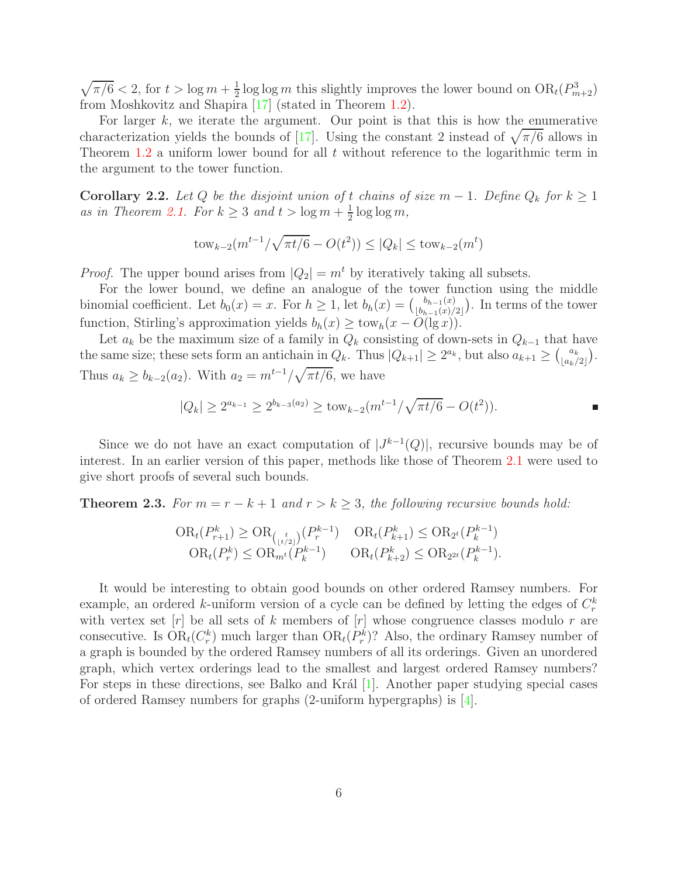$\sqrt{\pi/6} < 2$, for $t > \log m + \frac{1}{2}\log\log m$ this slightly improves the lower bound on $\mathrm{OR}_t(P^3_{m+2})$ from Moshkovitz and Shapira [17] (stated in Theorem 1.2).

For larger $k$, we iterate the argument. Our point is that this is how the enumerative characterization yields the bounds of [17]. Using the constant 2 instead of $\sqrt{\pi/6}$ allows in Theorem 1.2 a uniform lower bound for all $t$ without reference to the logarithmic term in the argument to the tower function.

**Corollary 2.2.** *Let $Q$ be the disjoint union of $t$ chains of size $m-1$. Define $Q_k$ for $k \ge 1$ as in Theorem 2.1. For $k \ge 3$ and $t > \log m + \frac{1}{2}\log\log m$,*

$$\mathrm{tow}_{k-2}(m^{t-1}/\sqrt{\pi t/6} - O(t^2)) \le |Q_k| \le \mathrm{tow}_{k-2}(m^t)$$

*Proof.* The upper bound arises from $|Q_2| = m^t$ by iteratively taking all subsets.

For the lower bound, we define an analogue of the tower function using the middle binomial coefficient. Let $b_0(x) = x$. For $h \ge 1$, let $b_h(x) = \binom{b_{h-1}(x)}{\lfloor b_{h-1}(x)/2 \rfloor}$. In terms of the tower function, Stirling's approximation yields $b_h(x) \ge \mathrm{tow}_h(x - O(\lg x))$.

Let $a_k$ be the maximum size of a family in $Q_k$ consisting of down-sets in $Q_{k-1}$ that have the same size; these sets form an antichain in $Q_k$. Thus $|Q_{k+1}| \ge 2^{a_k}$, but also $a_{k+1} \ge \binom{a_k}{\lfloor a_k/2 \rfloor}$. Thus $a_k \ge b_{k-2}(a_2)$. With $a_2 = m^{t-1}/\sqrt{\pi t/6}$, we have

$$|Q_k| \ge 2^{a_{k-1}} \ge 2^{b_{k-3}(a_2)} \ge \mathrm{tow}_{k-2}(m^{t-1}/\sqrt{\pi t/6} - O(t^2)).$$

∎

Since we do not have an exact computation of $|J^{k-1}(Q)|$, recursive bounds may be of interest. In an earlier version of this paper, methods like those of Theorem 2.1 were used to give short proofs of several such bounds.

**Theorem 2.3.** *For $m = r - k + 1$ and $r > k \ge 3$, the following recursive bounds hold:*

$$\mathrm{OR}_t(P^k_{r+1}) \ge \mathrm{OR}_{\binom{t}{\lfloor t/2 \rfloor}}(P^{k-1}_r) \quad \mathrm{OR}_t(P^k_{k+1}) \le \mathrm{OR}_{2^t}(P^{k-1}_k)$$
$$\mathrm{OR}_t(P^k_r) \le \mathrm{OR}_{m^t}(P^{k-1}_k) \qquad \mathrm{OR}_t(P^k_{k+2}) \le \mathrm{OR}_{2^{2t}}(P^{k-1}_k).$$

It would be interesting to obtain good bounds on other ordered Ramsey numbers. For example, an ordered $k$-uniform version of a cycle can be defined by letting the edges of $C^k_r$ with vertex set $[r]$ be all sets of $k$ members of $[r]$ whose congruence classes modulo $r$ are consecutive. Is $\mathrm{OR}_t(C^k_r)$ much larger than $\mathrm{OR}_t(P^k_r)$? Also, the ordinary Ramsey number of a graph is bounded by the ordered Ramsey numbers of all its orderings. Given an unordered graph, which vertex orderings lead to the smallest and largest ordered Ramsey numbers? For steps in these directions, see Balko and Král [1]. Another paper studying special cases of ordered Ramsey numbers for graphs (2-uniform hypergraphs) is [4].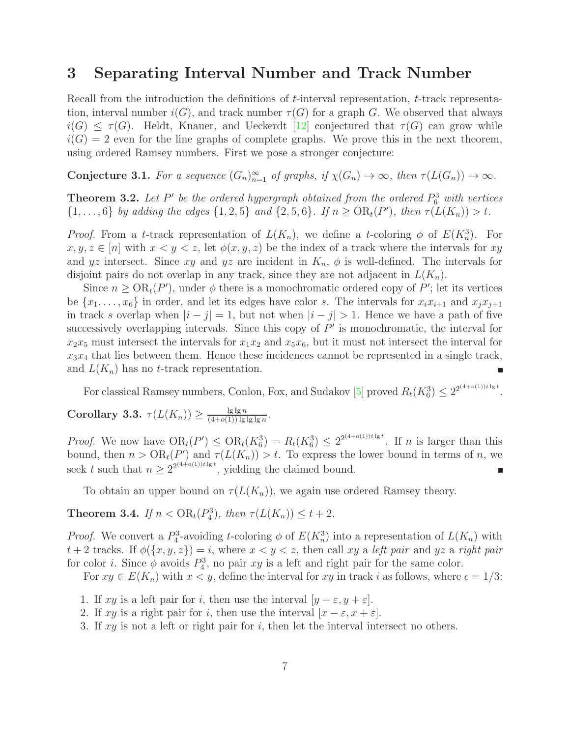## 3 Separating Interval Number and Track Number

Recall from the introduction the definitions of $t$-interval representation, $t$-track representation, interval number $i(G)$, and track number $\tau(G)$ for a graph $G$. We observed that always $i(G) \le \tau(G)$. Heldt, Knauer, and Ueckerdt [12] conjectured that $\tau(G)$ can grow while $i(G) = 2$ even for the line graphs of complete graphs. We prove this in the next theorem, using ordered Ramsey numbers. First we pose a stronger conjecture:

**Conjecture 3.1.** *For a sequence $(G_n)_{n=1}^{\infty}$ of graphs, if $\chi(G_n) \to \infty$, then $\tau(L(G_n)) \to \infty$.*

**Theorem 3.2.** *Let $P'$ be the ordered hypergraph obtained from the ordered $P_6^3$ with vertices $\{1, \ldots, 6\}$ by adding the edges $\{1, 2, 5\}$ and $\{2, 5, 6\}$. If $n \ge \mathrm{OR}_t(P')$, then $\tau(L(K_n)) > t$.*

*Proof.* From a $t$-track representation of $L(K_n)$, we define a $t$-coloring $\phi$ of $E(K_n^3)$. For $x, y, z \in [n]$ with $x < y < z$, let $\phi(x, y, z)$ be the index of a track where the intervals for $xy$ and $yz$ intersect. Since $xy$ and $yz$ are incident in $K_n$, $\phi$ is well-defined. The intervals for disjoint pairs do not overlap in any track, since they are not adjacent in $L(K_n)$.

Since $n \ge \mathrm{OR}_t(P')$, under $\phi$ there is a monochromatic ordered copy of $P'$; let its vertices be $\{x_1, \ldots, x_6\}$ in order, and let its edges have color $s$. The intervals for $x_i x_{i+1}$ and $x_j x_{j+1}$ in track $s$ overlap when $|i - j| = 1$, but not when $|i - j| > 1$. Hence we have a path of five successively overlapping intervals. Since this copy of $P'$ is monochromatic, the interval for $x_2 x_5$ must intersect the intervals for $x_1 x_2$ and $x_5 x_6$, but it must not intersect the interval for $x_3 x_4$ that lies between them. Hence these incidences cannot be represented in a single track, and $L(K_n)$ has no $t$-track representation. ∎

For classical Ramsey numbers, Conlon, Fox, and Sudakov [5] proved $R_t(K_6^3) \le 2^{2^{(4+o(1))t \lg t}}$.

**Corollary 3.3.** $\tau(L(K_n)) \ge \frac{\lg \lg n}{(4+o(1)) \lg \lg \lg n}$.

*Proof.* We now have $\mathrm{OR}_t(P') \le \mathrm{OR}_t(K_6^3) = R_t(K_6^3) \le 2^{2^{(4+o(1))t \lg t}}$. If $n$ is larger than this bound, then $n > \mathrm{OR}_t(P')$ and $\tau(L(K_n)) > t$. To express the lower bound in terms of $n$, we seek $t$ such that $n \ge 2^{2^{(4+o(1))t \lg t}}$, yielding the claimed bound. ∎

To obtain an upper bound on $\tau(L(K_n))$, we again use ordered Ramsey theory.

**Theorem 3.4.** *If $n < \mathrm{OR}_t(P_4^3)$, then $\tau(L(K_n)) \le t + 2$.*

*Proof.* We convert a $P_4^3$-avoiding $t$-coloring $\phi$ of $E(K_n^3)$ into a representation of $L(K_n)$ with $t + 2$ tracks. If $\phi(\{x, y, z\}) = i$, where $x < y < z$, then call $xy$ a *left pair* and $yz$ a *right pair* for color $i$. Since $\phi$ avoids $P_4^3$, no pair $xy$ is a left and right pair for the same color.

For $xy \in E(K_n)$ with $x < y$, define the interval for $xy$ in track $i$ as follows, where $\epsilon = 1/3$:

1. If $xy$ is a left pair for $i$, then use the interval $[y - \varepsilon, y + \varepsilon]$.
2. If $xy$ is a right pair for $i$, then use the interval $[x - \varepsilon, x + \varepsilon]$.
3. If $xy$ is not a left or right pair for $i$, then let the interval intersect no others.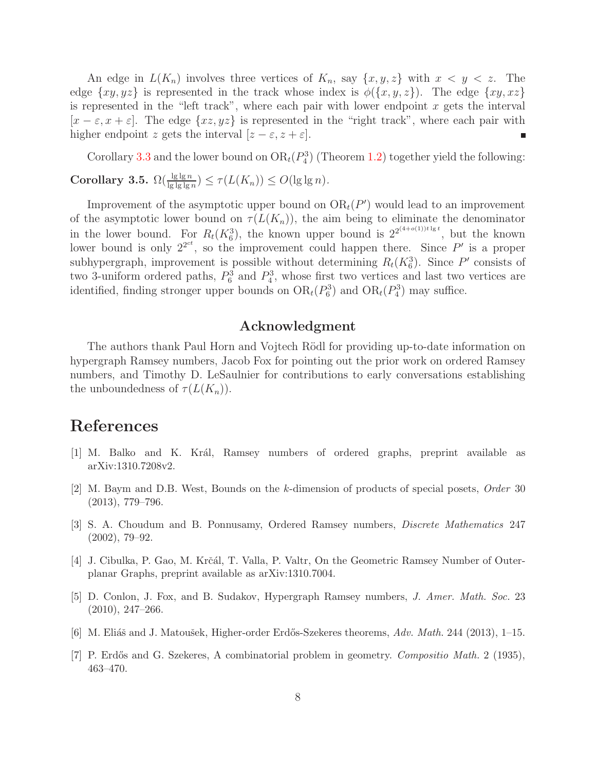An edge in $L(K_n)$ involves three vertices of $K_n$, say $\{x, y, z\}$ with $x < y < z$. The edge $\{xy, yz\}$ is represented in the track whose index is $\phi(\{x, y, z\})$. The edge $\{xy, xz\}$ is represented in the "left track", where each pair with lower endpoint $x$ gets the interval $[x - \varepsilon, x + \varepsilon]$. The edge $\{xz, yz\}$ is represented in the "right track", where each pair with higher endpoint $z$ gets the interval $[z - \varepsilon, z + \varepsilon]$. ∎

Corollary 3.3 and the lower bound on $\mathrm{OR}_t(P_4^3)$ (Theorem 1.2) together yield the following:

**Corollary 3.5.** $\Omega(\frac{\lg \lg n}{\lg \lg \lg n}) \le \tau(L(K_n)) \le O(\lg \lg n)$.

Improvement of the asymptotic upper bound on $\mathrm{OR}_t(P')$ would lead to an improvement of the asymptotic lower bound on $\tau(L(K_n))$, the aim being to eliminate the denominator in the lower bound. For $R_t(K_6^3)$, the known upper bound is $2^{2^{(4+o(1))t \lg t}}$, but the known lower bound is only $2^{2^{ct}}$, so the improvement could happen there. Since $P'$ is a proper subhypergraph, improvement is possible without determining $R_t(K_6^3)$. Since $P'$ consists of two 3-uniform ordered paths, $P_6^3$ and $P_4^3$, whose first two vertices and last two vertices are identified, finding stronger upper bounds on $\mathrm{OR}_t(P_6^3)$ and $\mathrm{OR}_t(P_4^3)$ may suffice.

## Acknowledgment

The authors thank Paul Horn and Vojtech Rödl for providing up-to-date information on hypergraph Ramsey numbers, Jacob Fox for pointing out the prior work on ordered Ramsey numbers, and Timothy D. LeSaulnier for contributions to early conversations establishing the unboundedness of $\tau(L(K_n))$.

# References

[1] M. Balko and K. Král, Ramsey numbers of ordered graphs, preprint available as arXiv:1310.7208v2.

[2] M. Baym and D.B. West, Bounds on the $k$-dimension of products of special posets, *Order* 30 (2013), 779–796.

[3] S. A. Choudum and B. Ponnusamy, Ordered Ramsey numbers, *Discrete Mathematics* 247 (2002), 79–92.

[4] J. Cibulka, P. Gao, M. Krčál, T. Valla, P. Valtr, On the Geometric Ramsey Number of Outerplanar Graphs, preprint available as arXiv:1310.7004.

[5] D. Conlon, J. Fox, and B. Sudakov, Hypergraph Ramsey numbers, *J. Amer. Math. Soc.* 23 (2010), 247–266.

[6] M. Eliáš and J. Matoušek, Higher-order Erdős-Szekeres theorems, *Adv. Math.* 244 (2013), 1–15.

[7] P. Erdős and G. Szekeres, A combinatorial problem in geometry. *Compositio Math.* 2 (1935), 463–470.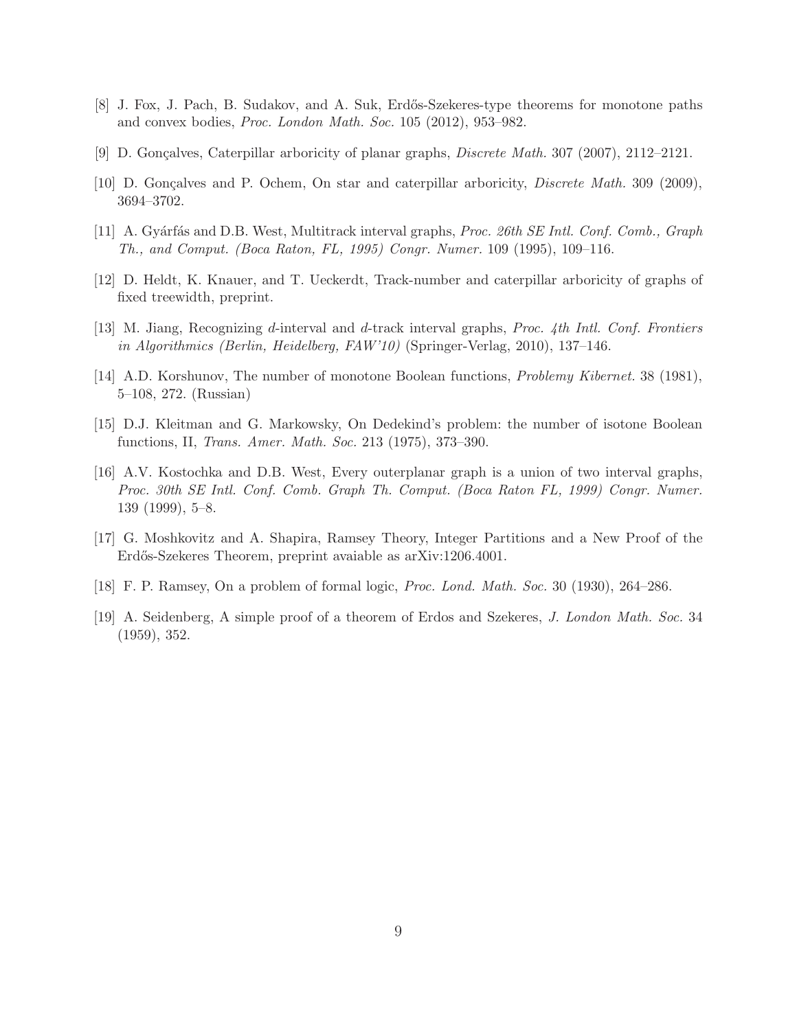[8] J. Fox, J. Pach, B. Sudakov, and A. Suk, Erdős-Szekeres-type theorems for monotone paths and convex bodies, *Proc. London Math. Soc.* 105 (2012), 953–982.

[9] D. Gonçalves, Caterpillar arboricity of planar graphs, *Discrete Math.* 307 (2007), 2112–2121.

[10] D. Gonçalves and P. Ochem, On star and caterpillar arboricity, *Discrete Math.* 309 (2009), 3694–3702.

[11] A. Gyárfás and D.B. West, Multitrack interval graphs, *Proc. 26th SE Intl. Conf. Comb., Graph Th., and Comput. (Boca Raton, FL, 1995) Congr. Numer.* 109 (1995), 109–116.

[12] D. Heldt, K. Knauer, and T. Ueckerdt, Track-number and caterpillar arboricity of graphs of fixed treewidth, preprint.

[13] M. Jiang, Recognizing $d$-interval and $d$-track interval graphs, *Proc. 4th Intl. Conf. Frontiers in Algorithmics (Berlin, Heidelberg, FAW'10)* (Springer-Verlag, 2010), 137–146.

[14] A.D. Korshunov, The number of monotone Boolean functions, *Problemy Kibernet.* 38 (1981), 5–108, 272. (Russian)

[15] D.J. Kleitman and G. Markowsky, On Dedekind's problem: the number of isotone Boolean functions, II, *Trans. Amer. Math. Soc.* 213 (1975), 373–390.

[16] A.V. Kostochka and D.B. West, Every outerplanar graph is a union of two interval graphs, *Proc. 30th SE Intl. Conf. Comb. Graph Th. Comput. (Boca Raton FL, 1999) Congr. Numer.* 139 (1999), 5–8.

[17] G. Moshkovitz and A. Shapira, Ramsey Theory, Integer Partitions and a New Proof of the Erdős-Szekeres Theorem, preprint avaiable as arXiv:1206.4001.

[18] F. P. Ramsey, On a problem of formal logic, *Proc. Lond. Math. Soc.* 30 (1930), 264–286.

[19] A. Seidenberg, A simple proof of a theorem of Erdos and Szekeres, *J. London Math. Soc.* 34 (1959), 352.